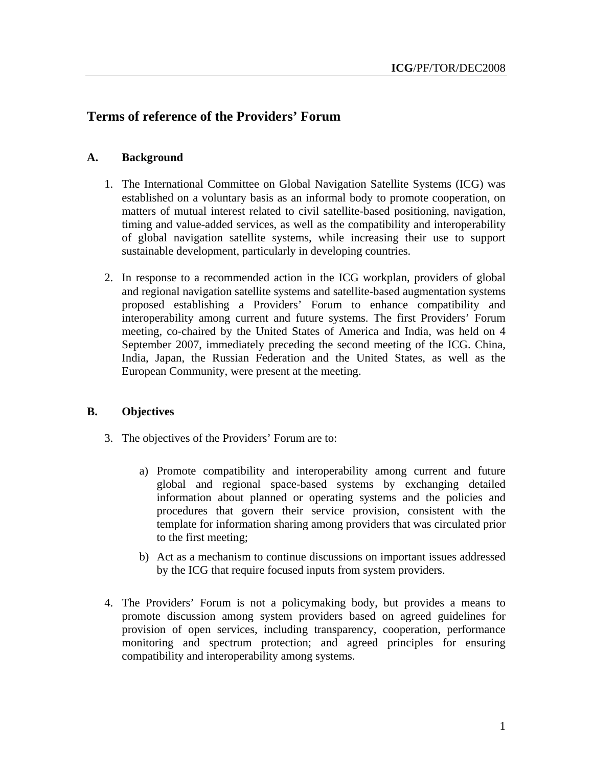# Terms of reference of the Providers' Forum

## A. Background

1. The International Committee on Global Navigation Satellite Systems (ICG) was established on a voluntary basis as an informal body to promote cooperation, on matters of mutual interest related to civil satellite-based positioning, navigation, timing and value-added services, as well as the compatibility and interoperability of global navigation satellite systems, while increasing their use to support sustainable development, particularly in developing countries.

2. In response to a recommended action in the ICG workplan, providers of global and regional navigation satellite systems and satellite-based augmentation systems proposed establishing a Providers' Forum to enhance compatibility and interoperability among current and future systems. The first Providers' Forum meeting, co-chaired by the United States of America and India, was held on 4 September 2007, immediately preceding the second meeting of the ICG. China, India, Japan, the Russian Federation and the United States, as well as the European Community, were present at the meeting.

## B. Objectives

3. The objectives of the Providers' Forum are to:

   a) Promote compatibility and interoperability among current and future global and regional space-based systems by exchanging detailed information about planned or operating systems and the policies and procedures that govern their service provision, consistent with the template for information sharing among providers that was circulated prior to the first meeting;

   b) Act as a mechanism to continue discussions on important issues addressed by the ICG that require focused inputs from system providers.

4. The Providers' Forum is not a policymaking body, but provides a means to promote discussion among system providers based on agreed guidelines for provision of open services, including transparency, cooperation, performance monitoring and spectrum protection; and agreed principles for ensuring compatibility and interoperability among systems.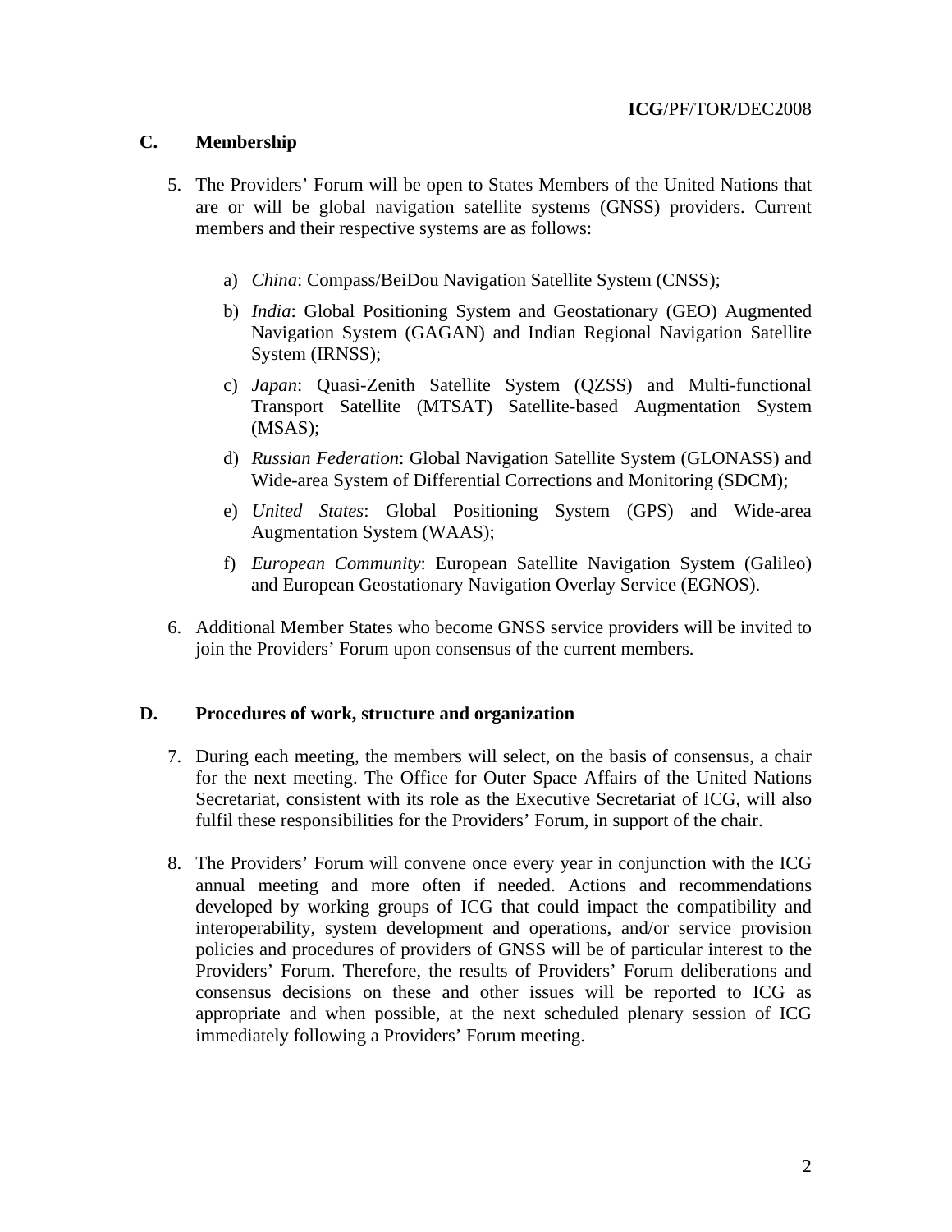## C. Membership

5. The Providers' Forum will be open to States Members of the United Nations that are or will be global navigation satellite systems (GNSS) providers. Current members and their respective systems are as follows:

   a) *China*: Compass/BeiDou Navigation Satellite System (CNSS);

   b) *India*: Global Positioning System and Geostationary (GEO) Augmented Navigation System (GAGAN) and Indian Regional Navigation Satellite System (IRNSS);

   c) *Japan*: Quasi-Zenith Satellite System (QZSS) and Multi-functional Transport Satellite (MTSAT) Satellite-based Augmentation System (MSAS);

   d) *Russian Federation*: Global Navigation Satellite System (GLONASS) and Wide-area System of Differential Corrections and Monitoring (SDCM);

   e) *United States*: Global Positioning System (GPS) and Wide-area Augmentation System (WAAS);

   f) *European Community*: European Satellite Navigation System (Galileo) and European Geostationary Navigation Overlay Service (EGNOS).

6. Additional Member States who become GNSS service providers will be invited to join the Providers' Forum upon consensus of the current members.

## D. Procedures of work, structure and organization

7. During each meeting, the members will select, on the basis of consensus, a chair for the next meeting. The Office for Outer Space Affairs of the United Nations Secretariat, consistent with its role as the Executive Secretariat of ICG, will also fulfil these responsibilities for the Providers' Forum, in support of the chair.

8. The Providers' Forum will convene once every year in conjunction with the ICG annual meeting and more often if needed. Actions and recommendations developed by working groups of ICG that could impact the compatibility and interoperability, system development and operations, and/or service provision policies and procedures of providers of GNSS will be of particular interest to the Providers' Forum. Therefore, the results of Providers' Forum deliberations and consensus decisions on these and other issues will be reported to ICG as appropriate and when possible, at the next scheduled plenary session of ICG immediately following a Providers' Forum meeting.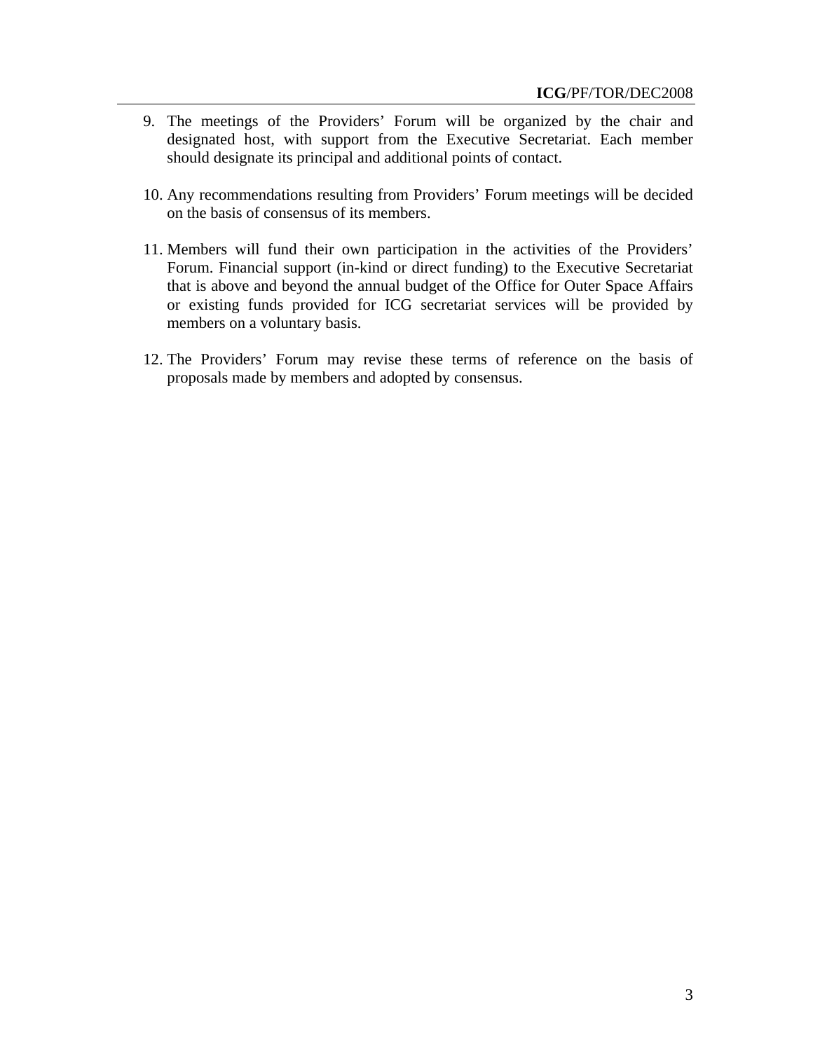9. The meetings of the Providers' Forum will be organized by the chair and designated host, with support from the Executive Secretariat. Each member should designate its principal and additional points of contact.

10. Any recommendations resulting from Providers' Forum meetings will be decided on the basis of consensus of its members.

11. Members will fund their own participation in the activities of the Providers' Forum. Financial support (in-kind or direct funding) to the Executive Secretariat that is above and beyond the annual budget of the Office for Outer Space Affairs or existing funds provided for ICG secretariat services will be provided by members on a voluntary basis.

12. The Providers' Forum may revise these terms of reference on the basis of proposals made by members and adopted by consensus.